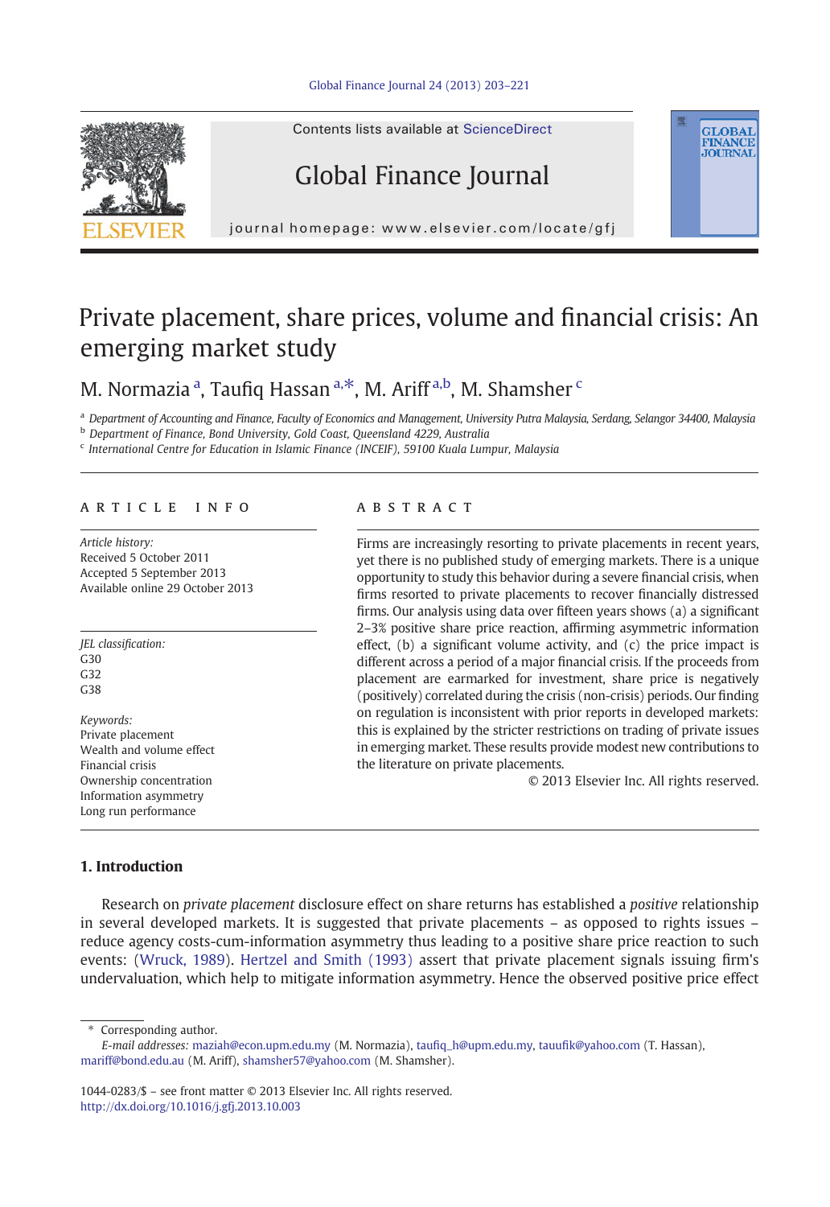# Private placement, share prices, volume and financial crisis: An emerging market study

M. Normazia [a], Taufiq Hassan [a,*], M. Ariff [a,b], M. Shamsher [c]

[a] Department of Accounting and Finance, Faculty of Economics and Management, University Putra Malaysia, Serdang, Selangor 34400, Malaysia
[b] Department of Finance, Bond University, Gold Coast, Queensland 4229, Australia
[c] International Centre for Education in Islamic Finance (INCEIF), 59100 Kuala Lumpur, Malaysia

## ARTICLE INFO

*Article history:*
Received 5 October 2011
Accepted 5 September 2013
Available online 29 October 2013

*JEL classification:*
G30
G32
G38

*Keywords:*
Private placement
Wealth and volume effect
Financial crisis
Ownership concentration
Information asymmetry
Long run performance

## ABSTRACT

Firms are increasingly resorting to private placements in recent years, yet there is no published study of emerging markets. There is a unique opportunity to study this behavior during a severe financial crisis, when firms resorted to private placements to recover financially distressed firms. Our analysis using data over fifteen years shows (a) a significant 2–3% positive share price reaction, affirming asymmetric information effect, (b) a significant volume activity, and (c) the price impact is different across a period of a major financial crisis. If the proceeds from placement are earmarked for investment, share price is negatively (positively) correlated during the crisis (non-crisis) periods. Our finding on regulation is inconsistent with prior reports in developed markets: this is explained by the stricter restrictions on trading of private issues in emerging market. These results provide modest new contributions to the literature on private placements.

© 2013 Elsevier Inc. All rights reserved.

## 1. Introduction

Research on *private placement* disclosure effect on share returns has established a *positive* relationship in several developed markets. It is suggested that private placements – as opposed to rights issues – reduce agency costs-cum-information asymmetry thus leading to a positive share price reaction to such events: (Wruck, 1989). Hertzel and Smith (1993) assert that private placement signals issuing firm's undervaluation, which help to mitigate information asymmetry. Hence the observed positive price effect

\* Corresponding author.
*E-mail addresses:* maziah@econ.upm.edu.my (M. Normazia), taufiq_h@upm.edu.my, tauufik@yahoo.com (T. Hassan), mariff@bond.edu.au (M. Ariff), shamsher57@yahoo.com (M. Shamsher).

1044-0283/$ – see front matter © 2013 Elsevier Inc. All rights reserved.
http://dx.doi.org/10.1016/j.gfj.2013.10.003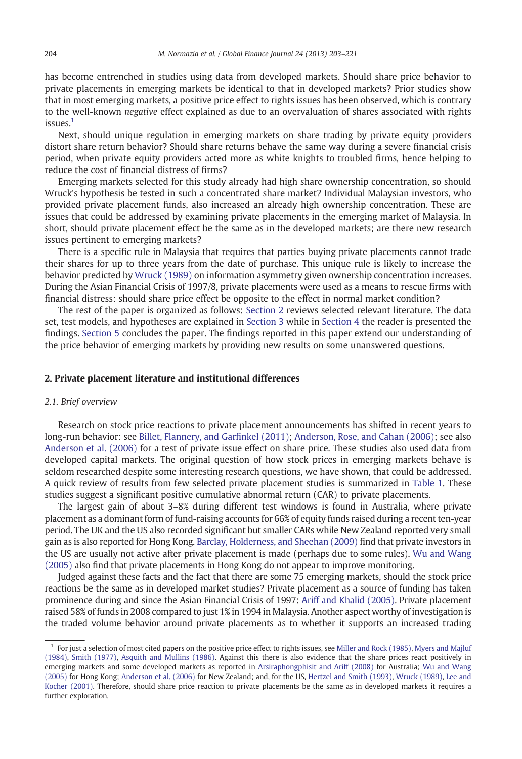has become entrenched in studies using data from developed markets. Should share price behavior to private placements in emerging markets be identical to that in developed markets? Prior studies show that in most emerging markets, a positive price effect to rights issues has been observed, which is contrary to the well-known *negative* effect explained as due to an overvaluation of shares associated with rights issues.[1]

Next, should unique regulation in emerging markets on share trading by private equity providers distort share return behavior? Should share returns behave the same way during a severe financial crisis period, when private equity providers acted more as white knights to troubled firms, hence helping to reduce the cost of financial distress of firms?

Emerging markets selected for this study already had high share ownership concentration, so should Wruck's hypothesis be tested in such a concentrated share market? Individual Malaysian investors, who provided private placement funds, also increased an already high ownership concentration. These are issues that could be addressed by examining private placements in the emerging market of Malaysia. In short, should private placement effect be the same as in the developed markets; are there new research issues pertinent to emerging markets?

There is a specific rule in Malaysia that requires that parties buying private placements cannot trade their shares for up to three years from the date of purchase. This unique rule is likely to increase the behavior predicted by Wruck (1989) on information asymmetry given ownership concentration increases. During the Asian Financial Crisis of 1997/8, private placements were used as a means to rescue firms with financial distress: should share price effect be opposite to the effect in normal market condition?

The rest of the paper is organized as follows: Section 2 reviews selected relevant literature. The data set, test models, and hypotheses are explained in Section 3 while in Section 4 the reader is presented the findings. Section 5 concludes the paper. The findings reported in this paper extend our understanding of the price behavior of emerging markets by providing new results on some unanswered questions.

## 2. Private placement literature and institutional differences

### 2.1. Brief overview

Research on stock price reactions to private placement announcements has shifted in recent years to long-run behavior: see Billet, Flannery, and Garfinkel (2011); Anderson, Rose, and Cahan (2006); see also Anderson et al. (2006) for a test of private issue effect on share price. These studies also used data from developed capital markets. The original question of how stock prices in emerging markets behave is seldom researched despite some interesting research questions, we have shown, that could be addressed. A quick review of results from few selected private placement studies is summarized in Table 1. These studies suggest a significant positive cumulative abnormal return (CAR) to private placements.

The largest gain of about 3–8% during different test windows is found in Australia, where private placement as a dominant form of fund-raising accounts for 66% of equity funds raised during a recent ten-year period. The UK and the US also recorded significant but smaller CARs while New Zealand reported very small gain as is also reported for Hong Kong. Barclay, Holderness, and Sheehan (2009) find that private investors in the US are usually not active after private placement is made (perhaps due to some rules). Wu and Wang (2005) also find that private placements in Hong Kong do not appear to improve monitoring.

Judged against these facts and the fact that there are some 75 emerging markets, should the stock price reactions be the same as in developed market studies? Private placement as a source of funding has taken prominence during and since the Asian Financial Crisis of 1997: Ariff and Khalid (2005). Private placement raised 58% of funds in 2008 compared to just 1% in 1994 in Malaysia. Another aspect worthy of investigation is the traded volume behavior around private placements as to whether it supports an increased trading

[1] For just a selection of most cited papers on the positive price effect to rights issues, see Miller and Rock (1985), Myers and Majluf (1984), Smith (1977), Asquith and Mullins (1986). Against this there is also evidence that the share prices react positively in emerging markets and some developed markets as reported in Arsiraphongphisit and Ariff (2008) for Australia; Wu and Wang (2005) for Hong Kong; Anderson et al. (2006) for New Zealand; and, for the US, Hertzel and Smith (1993), Wruck (1989), Lee and Kocher (2001). Therefore, should share price reaction to private placements be the same as in developed markets it requires a further exploration.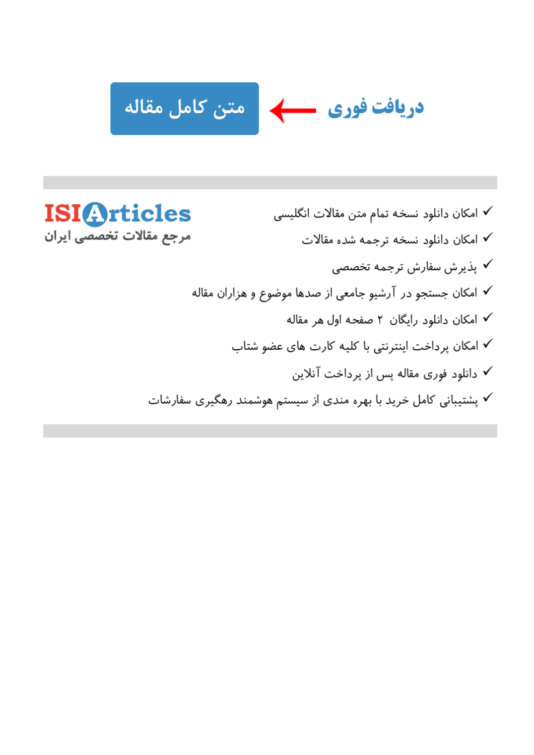دریافت فوری ← **متن کامل مقاله**

**ISIArticles**
مرجع مقالات تخصصی ایران

- ✓ امکان دانلود نسخه تمام متن مقالات انگلیسی
- ✓ امکان دانلود نسخه ترجمه شده مقالات
- ✓ پذیرش سفارش ترجمه تخصصی
- ✓ امکان جستجو در آرشیو جامعی از صدها موضوع و هزاران مقاله
- ✓ امکان دانلود رایگان ۲ صفحه اول هر مقاله
- ✓ امکان پرداخت اینترنتی با کلیه کارت های عضو شتاب
- ✓ دانلود فوری مقاله پس از پرداخت آنلاین
- ✓ پشتیبانی کامل خرید با بهره مندی از سیستم هوشمند رهگیری سفارشات